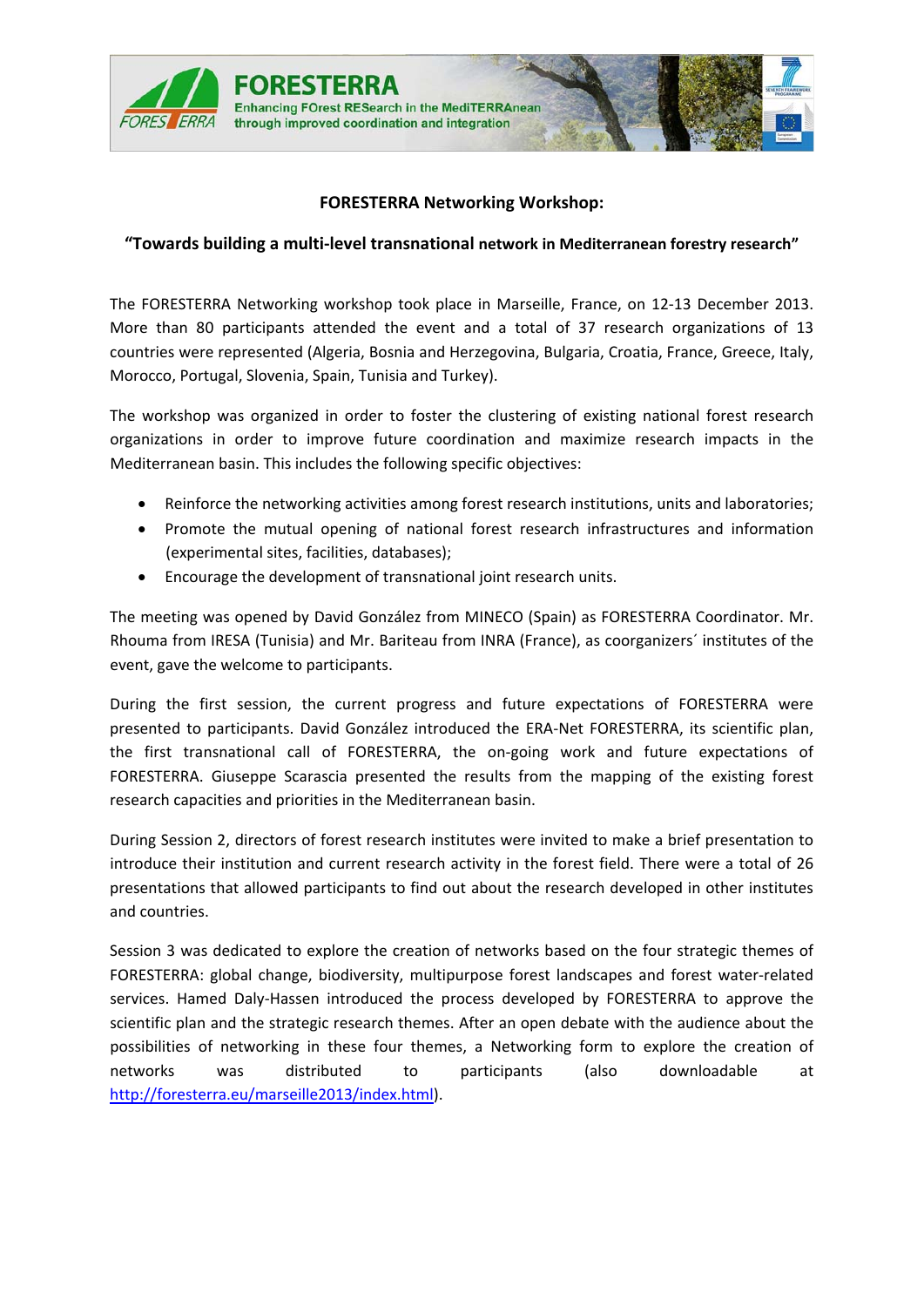## FORESTERRA Networking Workshop:

### "Towards building a multi-level transnational network in Mediterranean forestry research"

The FORESTERRA Networking workshop took place in Marseille, France, on 12-13 December 2013. More than 80 participants attended the event and a total of 37 research organizations of 13 countries were represented (Algeria, Bosnia and Herzegovina, Bulgaria, Croatia, France, Greece, Italy, Morocco, Portugal, Slovenia, Spain, Tunisia and Turkey).

The workshop was organized in order to foster the clustering of existing national forest research organizations in order to improve future coordination and maximize research impacts in the Mediterranean basin. This includes the following specific objectives:

- Reinforce the networking activities among forest research institutions, units and laboratories;
- Promote the mutual opening of national forest research infrastructures and information (experimental sites, facilities, databases);
- Encourage the development of transnational joint research units.

The meeting was opened by David González from MINECO (Spain) as FORESTERRA Coordinator. Mr. Rhouma from IRESA (Tunisia) and Mr. Bariteau from INRA (France), as coorganizers´ institutes of the event, gave the welcome to participants.

During the first session, the current progress and future expectations of FORESTERRA were presented to participants. David González introduced the ERA-Net FORESTERRA, its scientific plan, the first transnational call of FORESTERRA, the on-going work and future expectations of FORESTERRA. Giuseppe Scarascia presented the results from the mapping of the existing forest research capacities and priorities in the Mediterranean basin.

During Session 2, directors of forest research institutes were invited to make a brief presentation to introduce their institution and current research activity in the forest field. There were a total of 26 presentations that allowed participants to find out about the research developed in other institutes and countries.

Session 3 was dedicated to explore the creation of networks based on the four strategic themes of FORESTERRA: global change, biodiversity, multipurpose forest landscapes and forest water-related services. Hamed Daly-Hassen introduced the process developed by FORESTERRA to approve the scientific plan and the strategic research themes. After an open debate with the audience about the possibilities of networking in these four themes, a Networking form to explore the creation of networks was distributed to participants (also downloadable at http://foresterra.eu/marseille2013/index.html).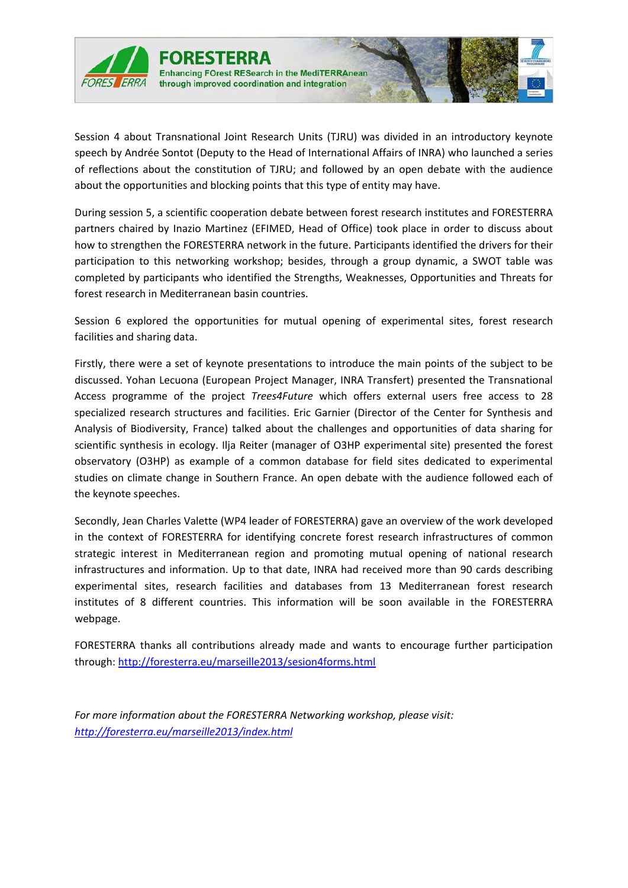Session 4 about Transnational Joint Research Units (TJRU) was divided in an introductory keynote speech by Andrée Sontot (Deputy to the Head of International Affairs of INRA) who launched a series of reflections about the constitution of TJRU; and followed by an open debate with the audience about the opportunities and blocking points that this type of entity may have.

During session 5, a scientific cooperation debate between forest research institutes and FORESTERRA partners chaired by Inazio Martinez (EFIMED, Head of Office) took place in order to discuss about how to strengthen the FORESTERRA network in the future. Participants identified the drivers for their participation to this networking workshop; besides, through a group dynamic, a SWOT table was completed by participants who identified the Strengths, Weaknesses, Opportunities and Threats for forest research in Mediterranean basin countries.

Session 6 explored the opportunities for mutual opening of experimental sites, forest research facilities and sharing data.

Firstly, there were a set of keynote presentations to introduce the main points of the subject to be discussed. Yohan Lecuona (European Project Manager, INRA Transfert) presented the Transnational Access programme of the project *Trees4Future* which offers external users free access to 28 specialized research structures and facilities. Eric Garnier (Director of the Center for Synthesis and Analysis of Biodiversity, France) talked about the challenges and opportunities of data sharing for scientific synthesis in ecology. Ilja Reiter (manager of O3HP experimental site) presented the forest observatory (O3HP) as example of a common database for field sites dedicated to experimental studies on climate change in Southern France. An open debate with the audience followed each of the keynote speeches.

Secondly, Jean Charles Valette (WP4 leader of FORESTERRA) gave an overview of the work developed in the context of FORESTERRA for identifying concrete forest research infrastructures of common strategic interest in Mediterranean region and promoting mutual opening of national research infrastructures and information. Up to that date, INRA had received more than 90 cards describing experimental sites, research facilities and databases from 13 Mediterranean forest research institutes of 8 different countries. This information will be soon available in the FORESTERRA webpage.

FORESTERRA thanks all contributions already made and wants to encourage further participation through: http://foresterra.eu/marseille2013/sesion4forms.html

*For more information about the FORESTERRA Networking workshop, please visit:*
*http://foresterra.eu/marseille2013/index.html*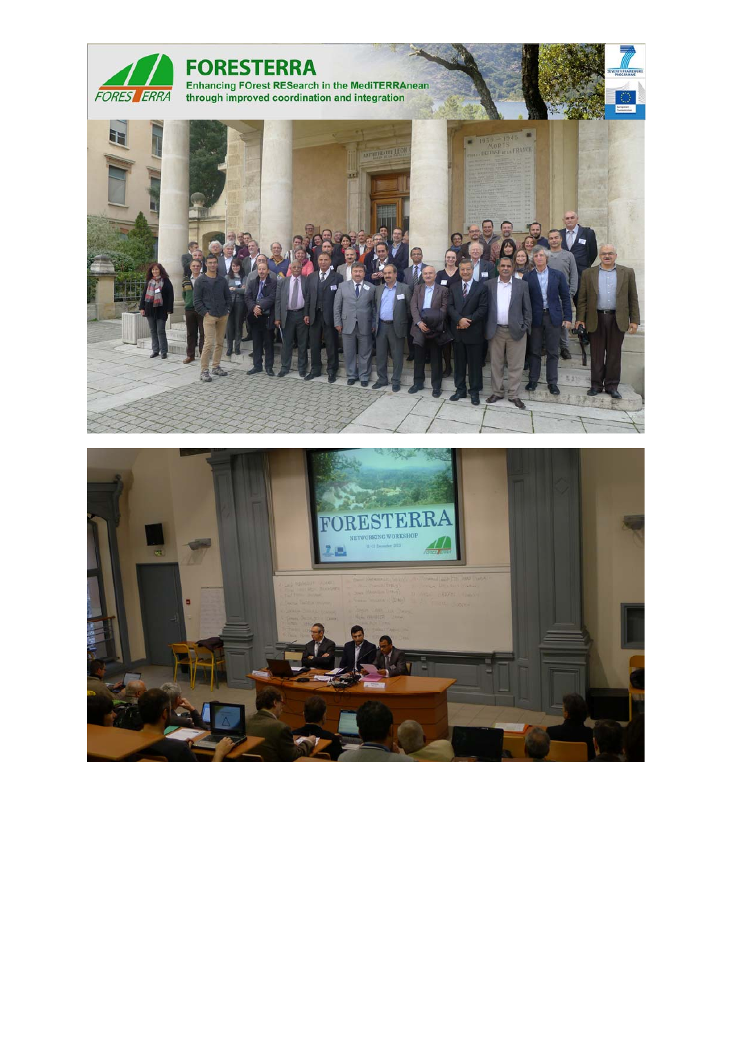# FORESTERRA

Enhancing FOrest RESearch in the MediTERRAnean through improved coordination and integration